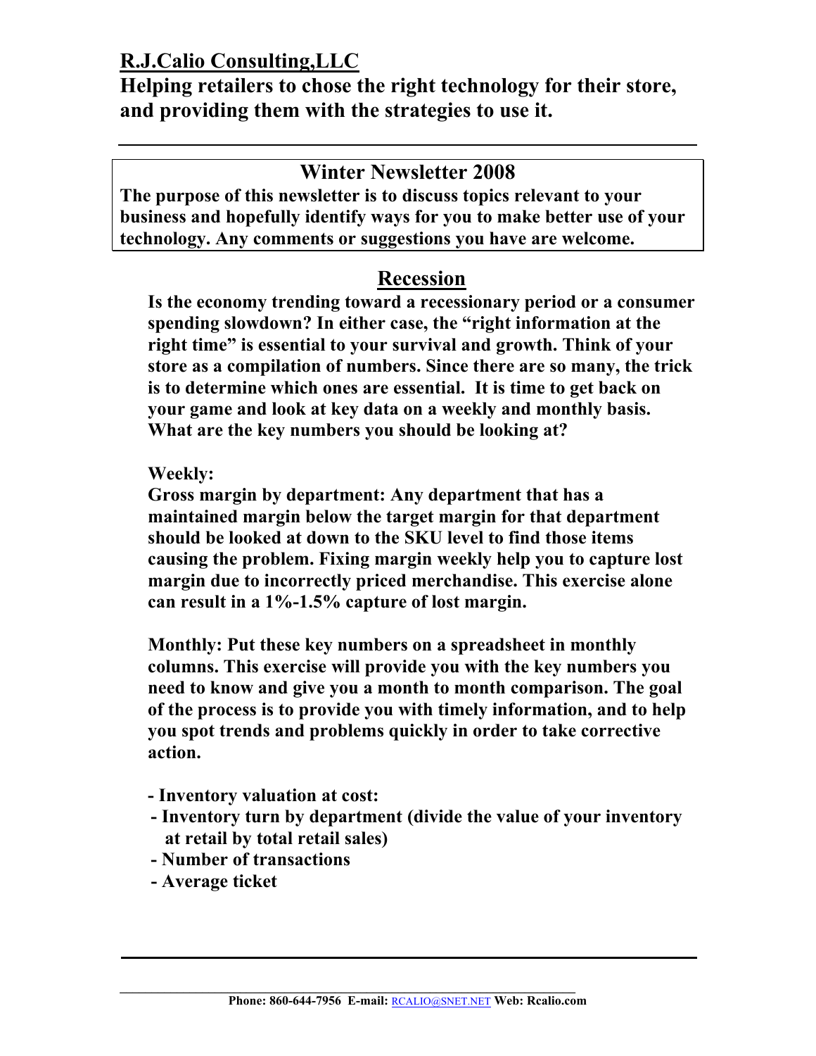# R.J.Calio Consulting,LLC

**Helping retailers to chose the right technology for their store, and providing them with the strategies to use it.**

## Winter Newsletter 2008

**The purpose of this newsletter is to discuss topics relevant to your business and hopefully identify ways for you to make better use of your technology. Any comments or suggestions you have are welcome.**

## Recession

**Is the economy trending toward a recessionary period or a consumer spending slowdown? In either case, the "right information at the right time" is essential to your survival and growth. Think of your store as a compilation of numbers. Since there are so many, the trick is to determine which ones are essential. It is time to get back on your game and look at key data on a weekly and monthly basis. What are the key numbers you should be looking at?**

**Weekly:**

**Gross margin by department: Any department that has a maintained margin below the target margin for that department should be looked at down to the SKU level to find those items causing the problem. Fixing margin weekly help you to capture lost margin due to incorrectly priced merchandise. This exercise alone can result in a 1%-1.5% capture of lost margin.**

**Monthly: Put these key numbers on a spreadsheet in monthly columns. This exercise will provide you with the key numbers you need to know and give you a month to month comparison. The goal of the process is to provide you with timely information, and to help you spot trends and problems quickly in order to take corrective action.**

- **Inventory valuation at cost:**
- **Inventory turn by department (divide the value of your inventory at retail by total retail sales)**
- **Number of transactions**
- **Average ticket**

**Phone: 860-644-7956 E-mail: RCALIO@SNET.NET Web: Rcalio.com**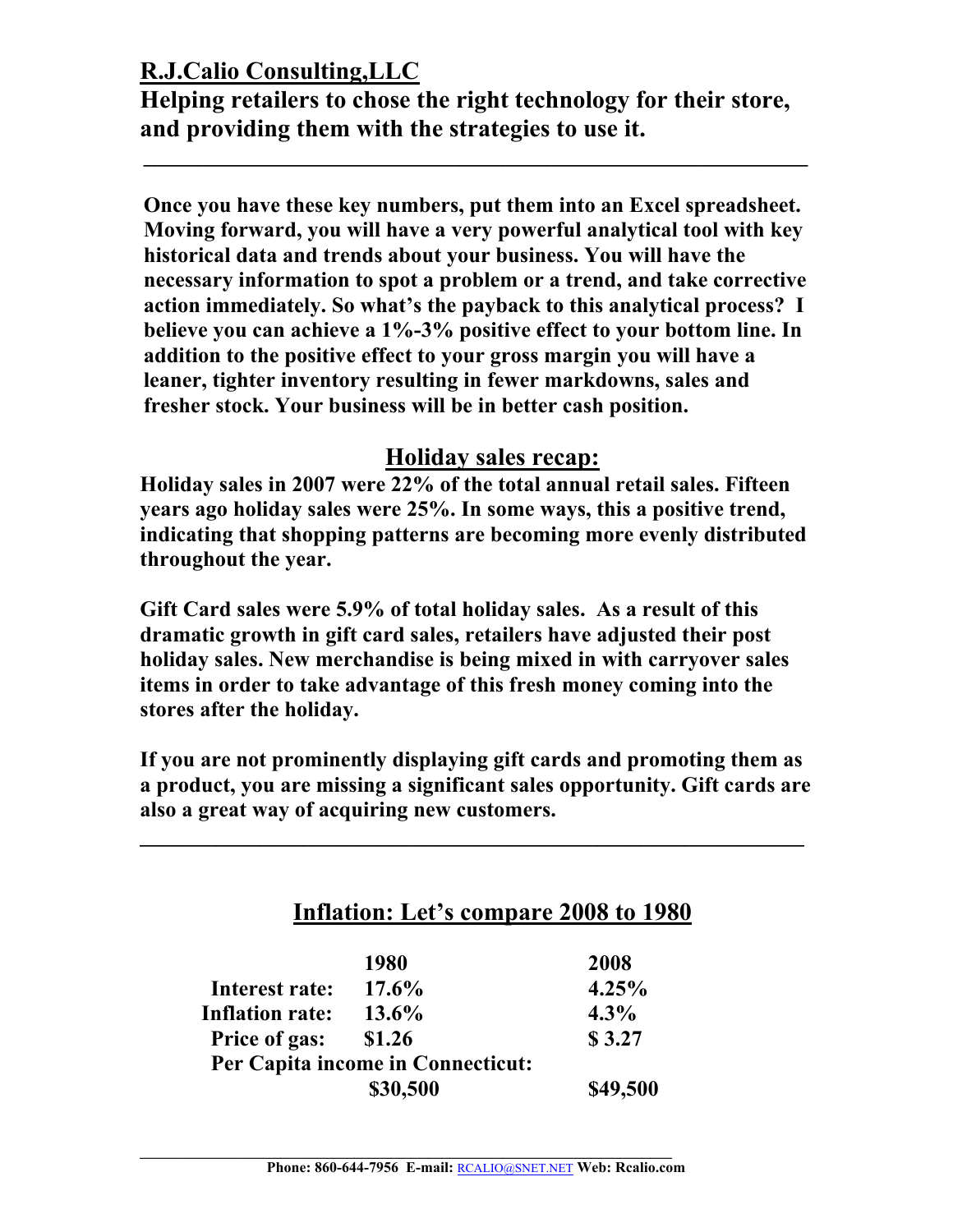**R.J.Calio Consulting,LLC**

**Helping retailers to chose the right technology for their store, and providing them with the strategies to use it.**

---

**Once you have these key numbers, put them into an Excel spreadsheet. Moving forward, you will have a very powerful analytical tool with key historical data and trends about your business. You will have the necessary information to spot a problem or a trend, and take corrective action immediately. So what's the payback to this analytical process? I believe you can achieve a 1%-3% positive effect to your bottom line. In addition to the positive effect to your gross margin you will have a leaner, tighter inventory resulting in fewer markdowns, sales and fresher stock. Your business will be in better cash position.**

## Holiday sales recap:

**Holiday sales in 2007 were 22% of the total annual retail sales. Fifteen years ago holiday sales were 25%. In some ways, this a positive trend, indicating that shopping patterns are becoming more evenly distributed throughout the year.**

**Gift Card sales were 5.9% of total holiday sales. As a result of this dramatic growth in gift card sales, retailers have adjusted their post holiday sales. New merchandise is being mixed in with carryover sales items in order to take advantage of this fresh money coming into the stores after the holiday.**

**If you are not prominently displaying gift cards and promoting them as a product, you are missing a significant sales opportunity. Gift cards are also a great way of acquiring new customers.**

---

## Inflation: Let's compare 2008 to 1980

| | 1980 | 2008 |
|---|---|---|
| Interest rate: | 17.6% | 4.25% |
| Inflation rate: | 13.6% | 4.3% |
| Price of gas: | $1.26 | $ 3.27 |
| Per Capita income in Connecticut: | $30,500 | $49,500 |

Phone: 860-644-7956 E-mail: RCALIO@SNET.NET Web: Rcalio.com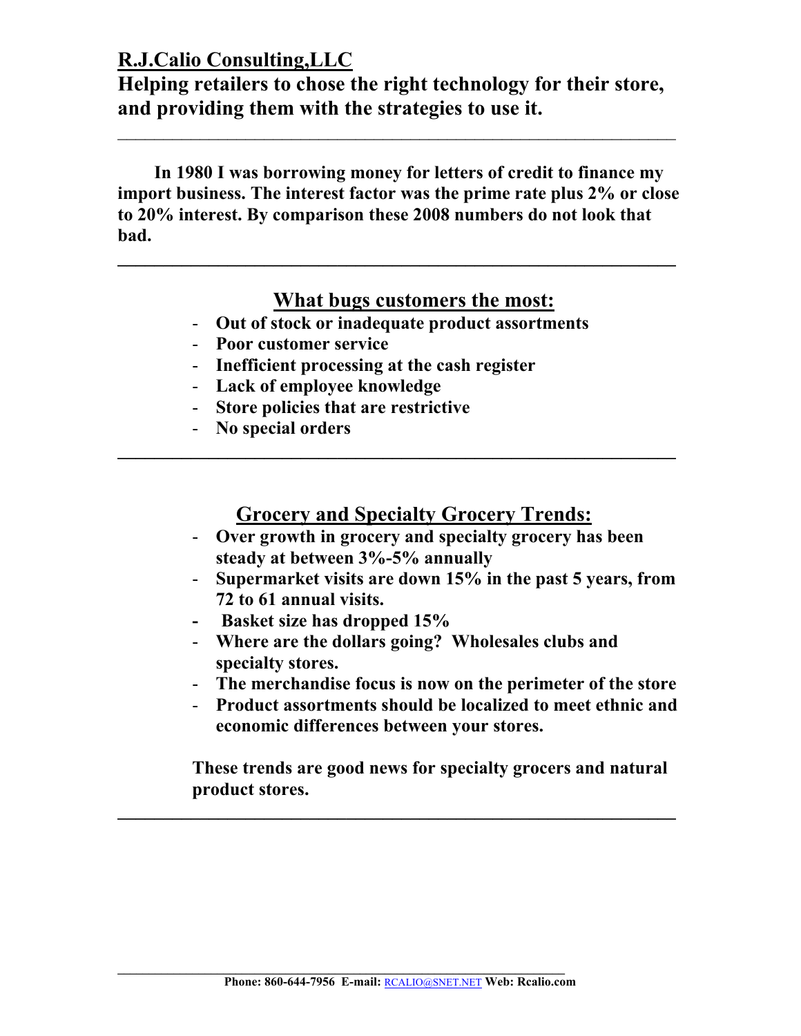## R.J.Calio Consulting,LLC

**Helping retailers to chose the right technology for their store, and providing them with the strategies to use it.**

---

**In 1980 I was borrowing money for letters of credit to finance my import business. The interest factor was the prime rate plus 2% or close to 20% interest. By comparison these 2008 numbers do not look that bad.**

---

### What bugs customers the most:

- **Out of stock or inadequate product assortments**
- **Poor customer service**
- **Inefficient processing at the cash register**
- **Lack of employee knowledge**
- **Store policies that are restrictive**
- **No special orders**

---

### Grocery and Specialty Grocery Trends:

- **Over growth in grocery and specialty grocery has been steady at between 3%-5% annually**
- **Supermarket visits are down 15% in the past 5 years, from 72 to 61 annual visits.**
- **Basket size has dropped 15%**
- **Where are the dollars going? Wholesales clubs and specialty stores.**
- **The merchandise focus is now on the perimeter of the store**
- **Product assortments should be localized to meet ethnic and economic differences between your stores.**

**These trends are good news for specialty grocers and natural product stores.**

---

**Phone: 860-644-7956 E-mail: RCALIO@SNET.NET Web: Rcalio.com**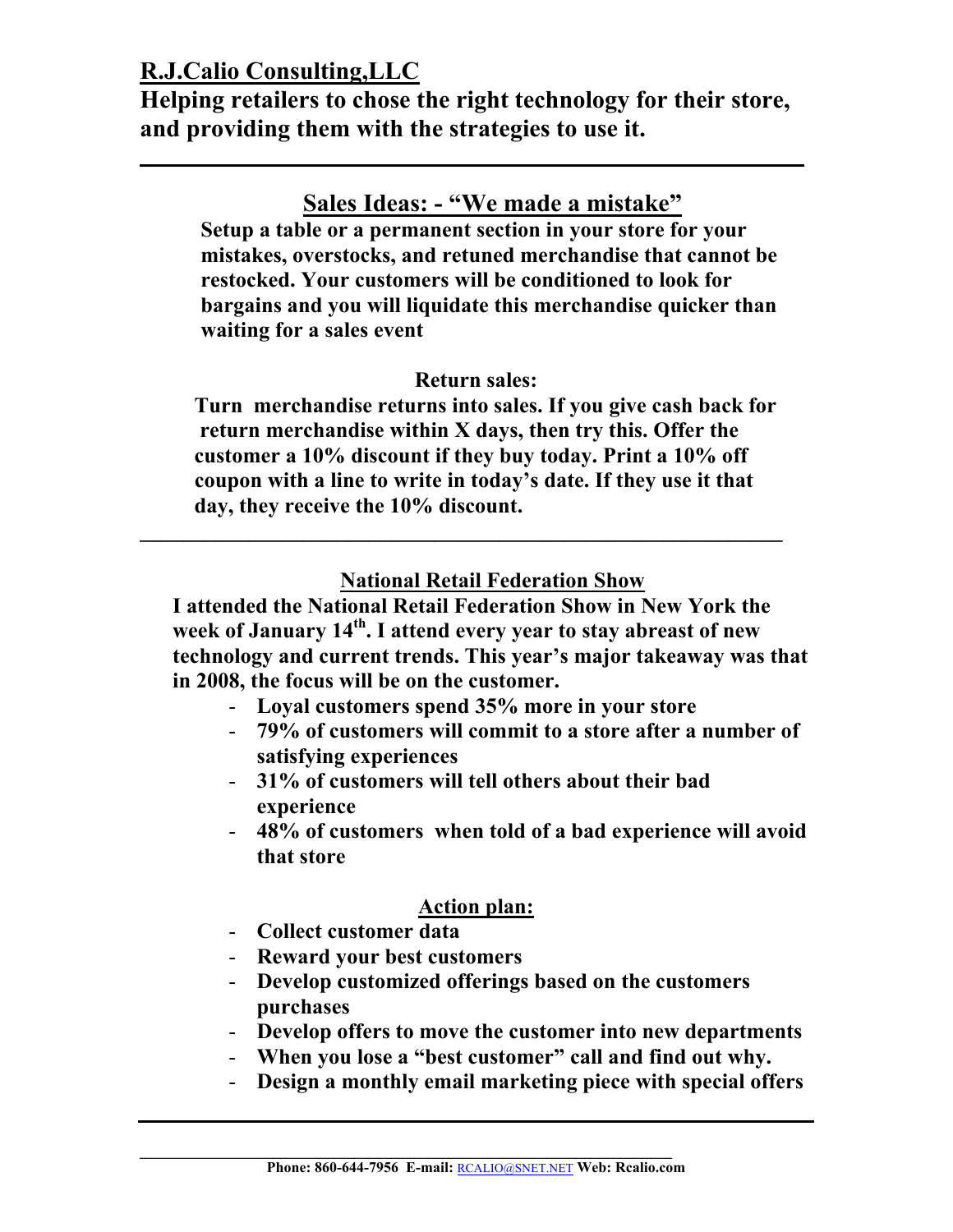## R.J.Calio Consulting,LLC

**Helping retailers to chose the right technology for their store, and providing them with the strategies to use it.**

---

### Sales Ideas: - "We made a mistake"

**Setup a table or a permanent section in your store for your mistakes, overstocks, and retuned merchandise that cannot be restocked. Your customers will be conditioned to look for bargains and you will liquidate this merchandise quicker than waiting for a sales event**

### Return sales:

**Turn merchandise returns into sales. If you give cash back for return merchandise within X days, then try this. Offer the customer a 10% discount if they buy today. Print a 10% off coupon with a line to write in today's date. If they use it that day, they receive the 10% discount.**

---

### National Retail Federation Show

**I attended the National Retail Federation Show in New York the week of January 14th. I attend every year to stay abreast of new technology and current trends. This year's major takeaway was that in 2008, the focus will be on the customer.**

- **Loyal customers spend 35% more in your store**
- **79% of customers will commit to a store after a number of satisfying experiences**
- **31% of customers will tell others about their bad experience**
- **48% of customers when told of a bad experience will avoid that store**

### Action plan:

- **Collect customer data**
- **Reward your best customers**
- **Develop customized offerings based on the customers purchases**
- **Develop offers to move the customer into new departments**
- **When you lose a "best customer" call and find out why.**
- **Design a monthly email marketing piece with special offers**

---

**Phone: 860-644-7956 E-mail:** RCALIO@SNET.NET **Web: Rcalio.com**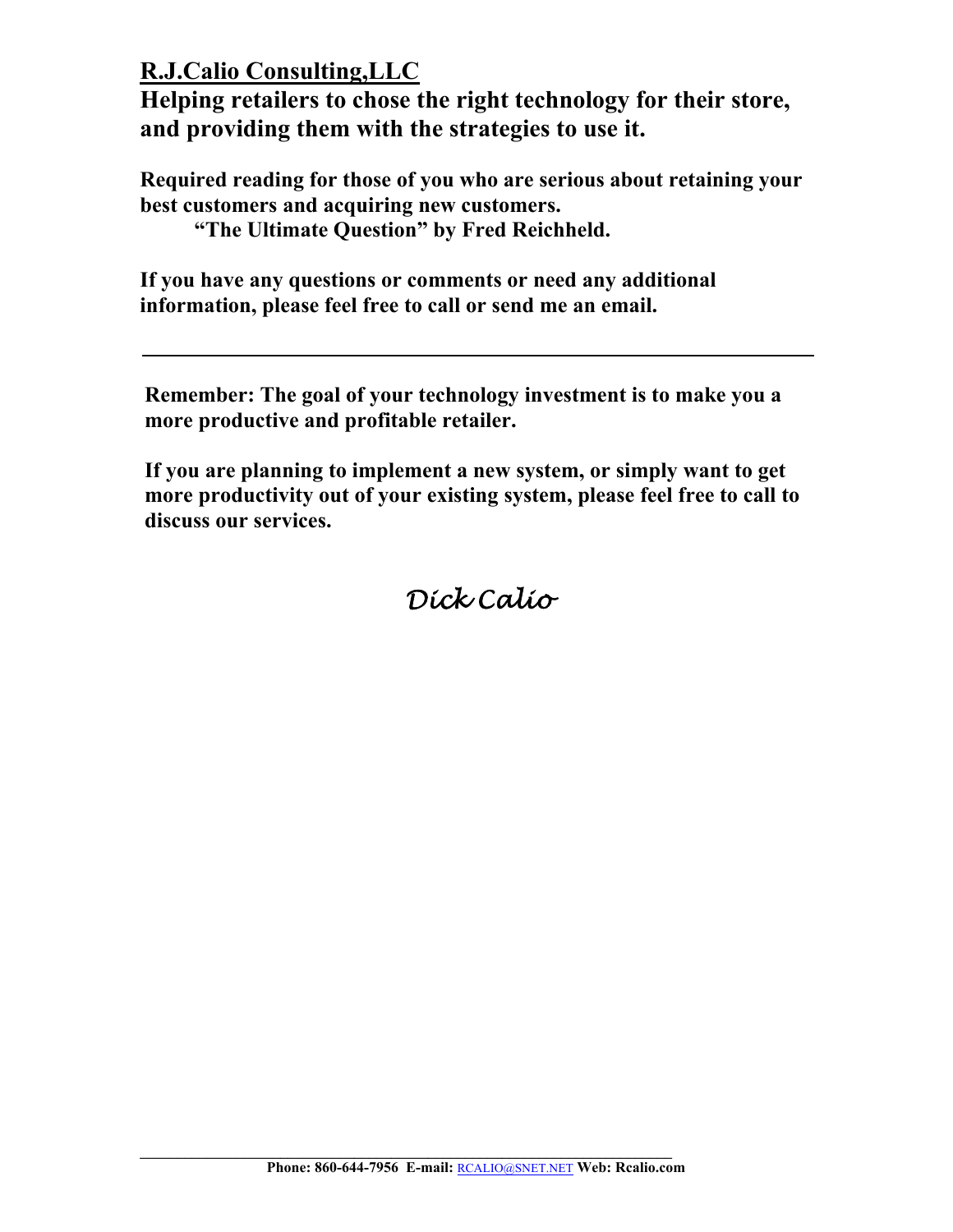**R.J.Calio Consulting,LLC**

**Helping retailers to chose the right technology for their store, and providing them with the strategies to use it.**

**Required reading for those of you who are serious about retaining your best customers and acquiring new customers.**

**"The Ultimate Question" by Fred Reichheld.**

**If you have any questions or comments or need any additional information, please feel free to call or send me an email.**

---

**Remember: The goal of your technology investment is to make you a more productive and profitable retailer.**

**If you are planning to implement a new system, or simply want to get more productivity out of your existing system, please feel free to call to discuss our services.**

*Dick Calio*

---

**Phone: 860-644-7956 E-mail:** RCALIO@SNET.NET **Web: Rcalio.com**